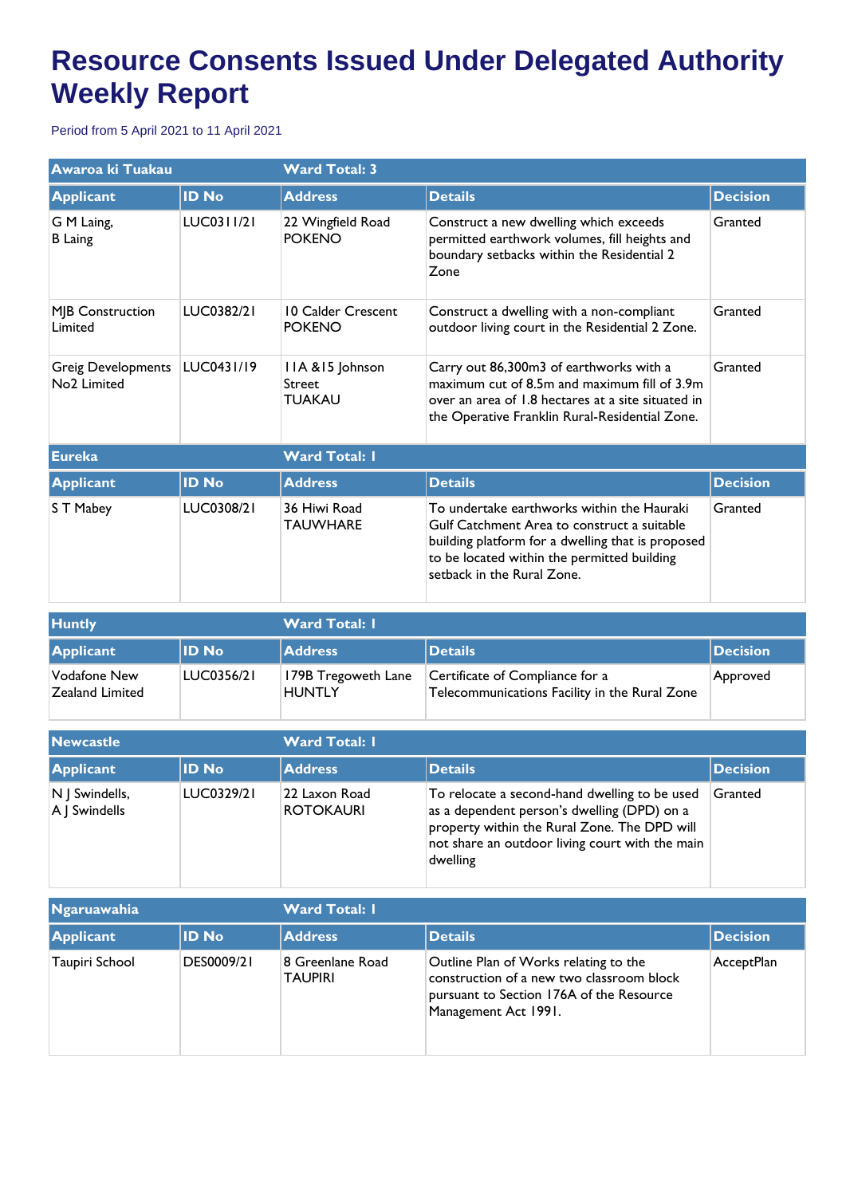# Resource Consents Issued Under Delegated Authority Weekly Report

Period from 5 April 2021 to 11 April 2021

| Awaroa ki Tuakau | | Ward Total: 3 | | |
|---|---|---|---|---|
| **Applicant** | **ID No** | **Address** | **Details** | **Decision** |
| G M Laing, B Laing | LUC0311/21 | 22 Wingfield Road POKENO | Construct a new dwelling which exceeds permitted earthwork volumes, fill heights and boundary setbacks within the Residential 2 Zone | Granted |
| MJB Construction Limited | LUC0382/21 | 10 Calder Crescent POKENO | Construct a dwelling with a non-compliant outdoor living court in the Residential 2 Zone. | Granted |
| Greig Developments No2 Limited | LUC0431/19 | 11A &15 Johnson Street TUAKAU | Carry out 86,300m3 of earthworks with a maximum cut of 8.5m and maximum fill of 3.9m over an area of 1.8 hectares at a site situated in the Operative Franklin Rural-Residential Zone. | Granted |

| Eureka | | Ward Total: 1 | | |
|---|---|---|---|---|
| **Applicant** | **ID No** | **Address** | **Details** | **Decision** |
| S T Mabey | LUC0308/21 | 36 Hiwi Road TAUWHARE | To undertake earthworks within the Hauraki Gulf Catchment Area to construct a suitable building platform for a dwelling that is proposed to be located within the permitted building setback in the Rural Zone. | Granted |

| Huntly | | Ward Total: 1 | | |
|---|---|---|---|---|
| **Applicant** | **ID No** | **Address** | **Details** | **Decision** |
| Vodafone New Zealand Limited | LUC0356/21 | 179B Tregoweth Lane HUNTLY | Certificate of Compliance for a Telecommunications Facility in the Rural Zone | Approved |

| Newcastle | | Ward Total: 1 | | |
|---|---|---|---|---|
| **Applicant** | **ID No** | **Address** | **Details** | **Decision** |
| N J Swindells, A J Swindells | LUC0329/21 | 22 Laxon Road ROTOKAURI | To relocate a second-hand dwelling to be used as a dependent person's dwelling (DPD) on a property within the Rural Zone. The DPD will not share an outdoor living court with the main dwelling | Granted |

| Ngaruawahia | | Ward Total: 1 | | |
|---|---|---|---|---|
| **Applicant** | **ID No** | **Address** | **Details** | **Decision** |
| Taupiri School | DES0009/21 | 8 Greenlane Road TAUPIRI | Outline Plan of Works relating to the construction of a new two classroom block pursuant to Section 176A of the Resource Management Act 1991. | AcceptPlan |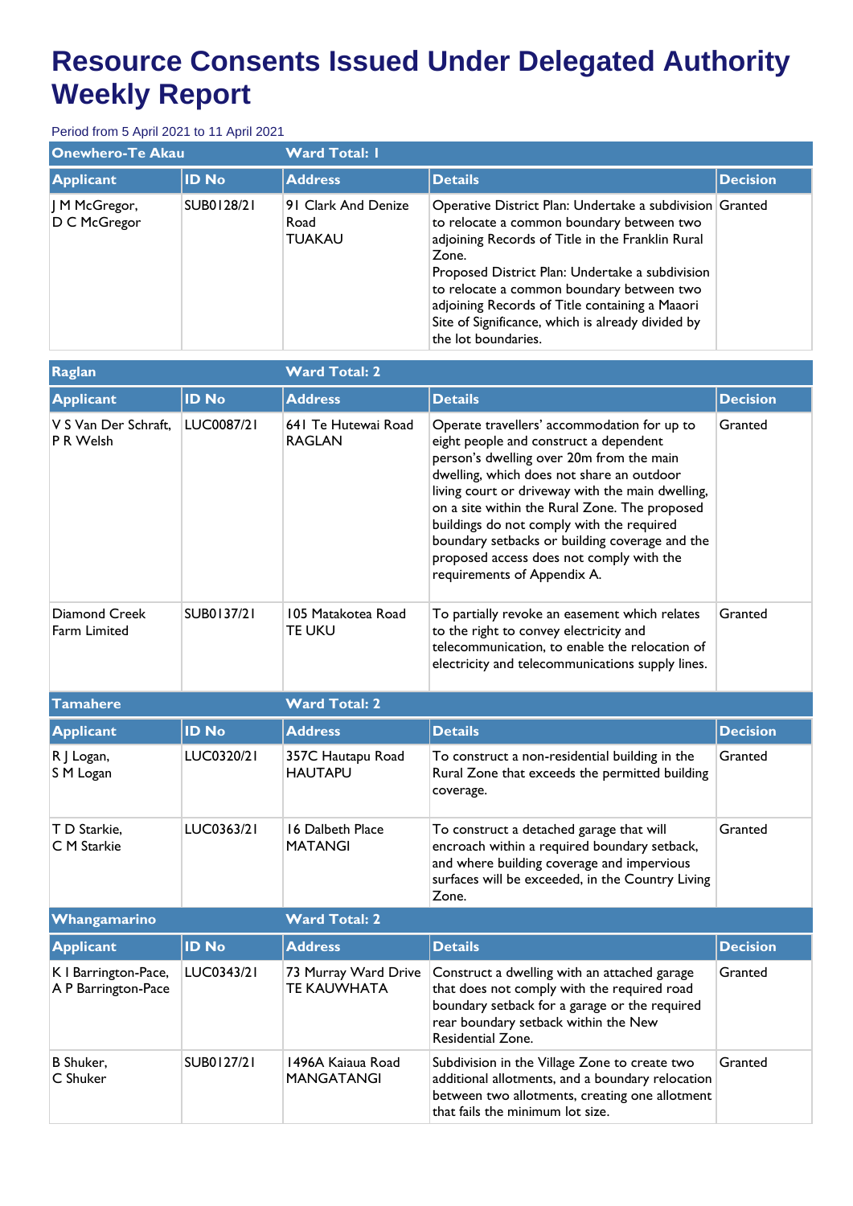# Resource Consents Issued Under Delegated Authority Weekly Report

Period from 5 April 2021 to 11 April 2021

| Onewhero-Te Akau | | Ward Total: 1 | | |
|---|---|---|---|---|
| **Applicant** | **ID No** | **Address** | **Details** | **Decision** |
| J M McGregor, D C McGregor | SUB0128/21 | 91 Clark And Denize Road TUAKAU | Operative District Plan: Undertake a subdivision to relocate a common boundary between two adjoining Records of Title in the Franklin Rural Zone. Proposed District Plan: Undertake a subdivision to relocate a common boundary between two adjoining Records of Title containing a Maaori Site of Significance, which is already divided by the lot boundaries. | Granted |

| Raglan | | Ward Total: 2 | | |
|---|---|---|---|---|
| **Applicant** | **ID No** | **Address** | **Details** | **Decision** |
| V S Van Der Schraft, P R Welsh | LUC0087/21 | 641 Te Hutewai Road RAGLAN | Operate travellers' accommodation for up to eight people and construct a dependent person's dwelling over 20m from the main dwelling, which does not share an outdoor living court or driveway with the main dwelling, on a site within the Rural Zone. The proposed buildings do not comply with the required boundary setbacks or building coverage and the proposed access does not comply with the requirements of Appendix A. | Granted |
| Diamond Creek Farm Limited | SUB0137/21 | 105 Matakotea Road TE UKU | To partially revoke an easement which relates to the right to convey electricity and telecommunication, to enable the relocation of electricity and telecommunications supply lines. | Granted |

| Tamahere | | Ward Total: 2 | | |
|---|---|---|---|---|
| **Applicant** | **ID No** | **Address** | **Details** | **Decision** |
| R J Logan, S M Logan | LUC0320/21 | 357C Hautapu Road HAUTAPU | To construct a non-residential building in the Rural Zone that exceeds the permitted building coverage. | Granted |
| T D Starkie, C M Starkie | LUC0363/21 | 16 Dalbeth Place MATANGI | To construct a detached garage that will encroach within a required boundary setback, and where building coverage and impervious surfaces will be exceeded, in the Country Living Zone. | Granted |

| Whangamarino | | Ward Total: 2 | | |
|---|---|---|---|---|
| **Applicant** | **ID No** | **Address** | **Details** | **Decision** |
| K I Barrington-Pace, A P Barrington-Pace | LUC0343/21 | 73 Murray Ward Drive TE KAUWHATA | Construct a dwelling with an attached garage that does not comply with the required road boundary setback for a garage or the required rear boundary setback within the New Residential Zone. | Granted |
| B Shuker, C Shuker | SUB0127/21 | 1496A Kaiaua Road MANGATANGI | Subdivision in the Village Zone to create two additional allotments, and a boundary relocation between two allotments, creating one allotment that fails the minimum lot size. | Granted |